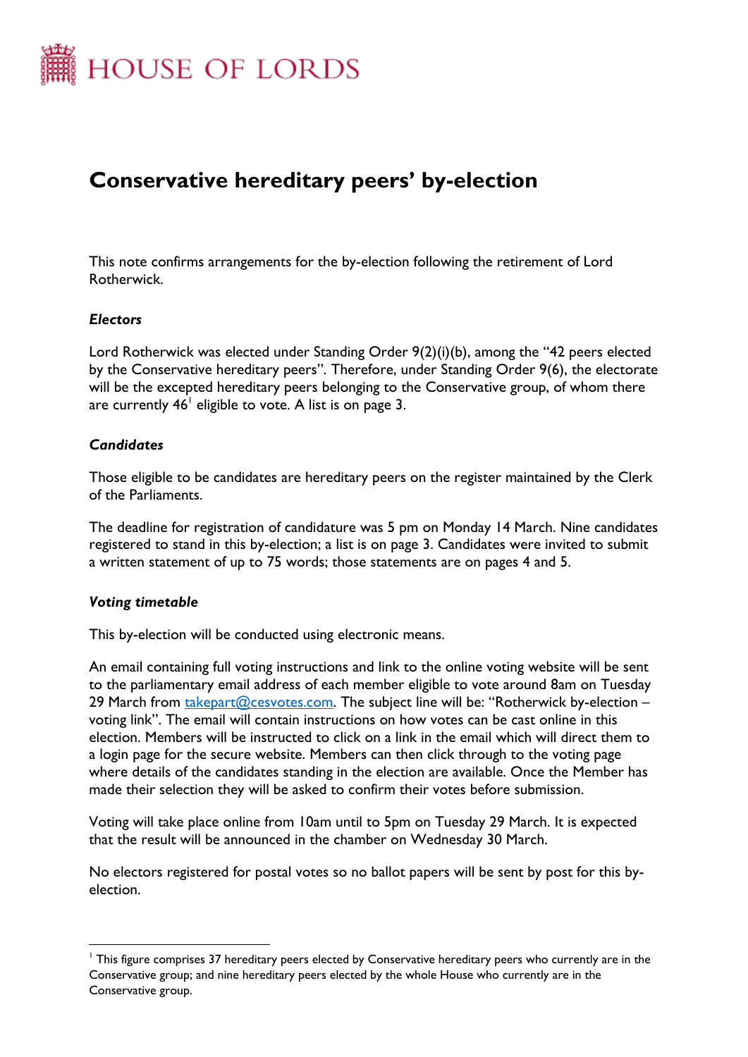# HOUSE OF LORDS

## Conservative hereditary peers' by-election

This note confirms arrangements for the by-election following the retirement of Lord Rotherwick.

### *Electors*

Lord Rotherwick was elected under Standing Order 9(2)(i)(b), among the "42 peers elected by the Conservative hereditary peers". Therefore, under Standing Order 9(6), the electorate will be the excepted hereditary peers belonging to the Conservative group, of whom there are currently 46[1] eligible to vote. A list is on page 3.

### *Candidates*

Those eligible to be candidates are hereditary peers on the register maintained by the Clerk of the Parliaments.

The deadline for registration of candidature was 5 pm on Monday 14 March. Nine candidates registered to stand in this by-election; a list is on page 3. Candidates were invited to submit a written statement of up to 75 words; those statements are on pages 4 and 5.

### *Voting timetable*

This by-election will be conducted using electronic means.

An email containing full voting instructions and link to the online voting website will be sent to the parliamentary email address of each member eligible to vote around 8am on Tuesday 29 March from takepart@cesvotes.com. The subject line will be: "Rotherwick by-election – voting link". The email will contain instructions on how votes can be cast online in this election. Members will be instructed to click on a link in the email which will direct them to a login page for the secure website. Members can then click through to the voting page where details of the candidates standing in the election are available. Once the Member has made their selection they will be asked to confirm their votes before submission.

Voting will take place online from 10am until to 5pm on Tuesday 29 March. It is expected that the result will be announced in the chamber on Wednesday 30 March.

No electors registered for postal votes so no ballot papers will be sent by post for this by-election.

---

[1] This figure comprises 37 hereditary peers elected by Conservative hereditary peers who currently are in the Conservative group; and nine hereditary peers elected by the whole House who currently are in the Conservative group.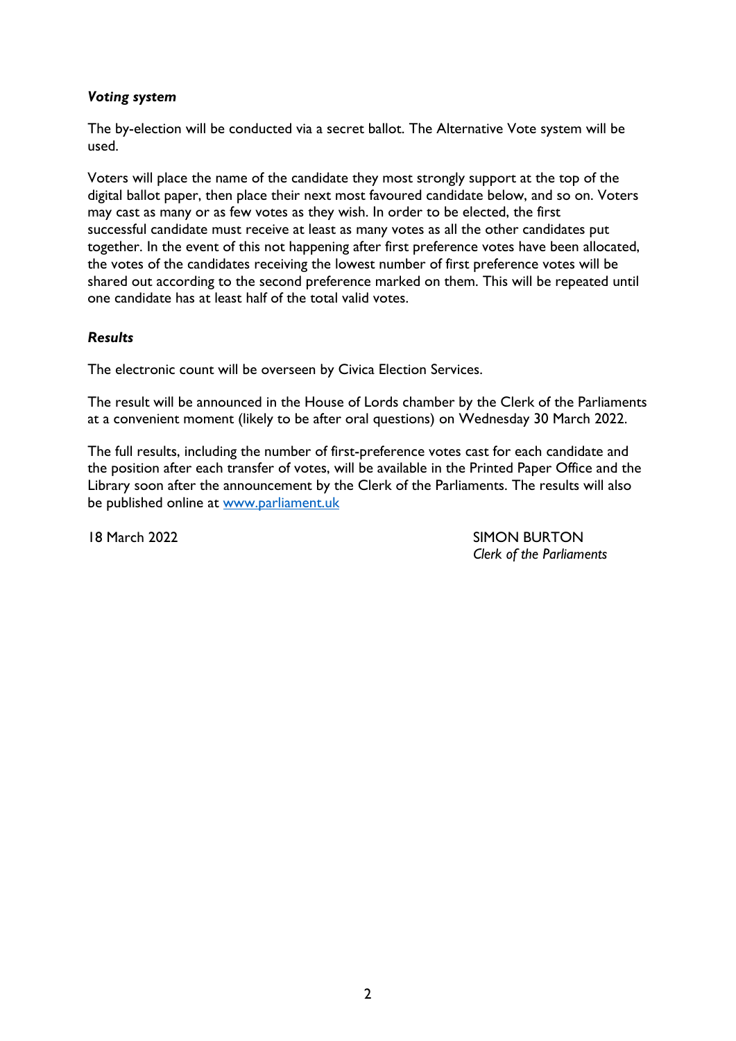*Voting system*

The by-election will be conducted via a secret ballot. The Alternative Vote system will be used.

Voters will place the name of the candidate they most strongly support at the top of the digital ballot paper, then place their next most favoured candidate below, and so on. Voters may cast as many or as few votes as they wish. In order to be elected, the first successful candidate must receive at least as many votes as all the other candidates put together. In the event of this not happening after first preference votes have been allocated, the votes of the candidates receiving the lowest number of first preference votes will be shared out according to the second preference marked on them. This will be repeated until one candidate has at least half of the total valid votes.

*Results*

The electronic count will be overseen by Civica Election Services.

The result will be announced in the House of Lords chamber by the Clerk of the Parliaments at a convenient moment (likely to be after oral questions) on Wednesday 30 March 2022.

The full results, including the number of first-preference votes cast for each candidate and the position after each transfer of votes, will be available in the Printed Paper Office and the Library soon after the announcement by the Clerk of the Parliaments. The results will also be published online at [www.parliament.uk](http://www.parliament.uk)

18 March 2022

SIMON BURTON
*Clerk of the Parliaments*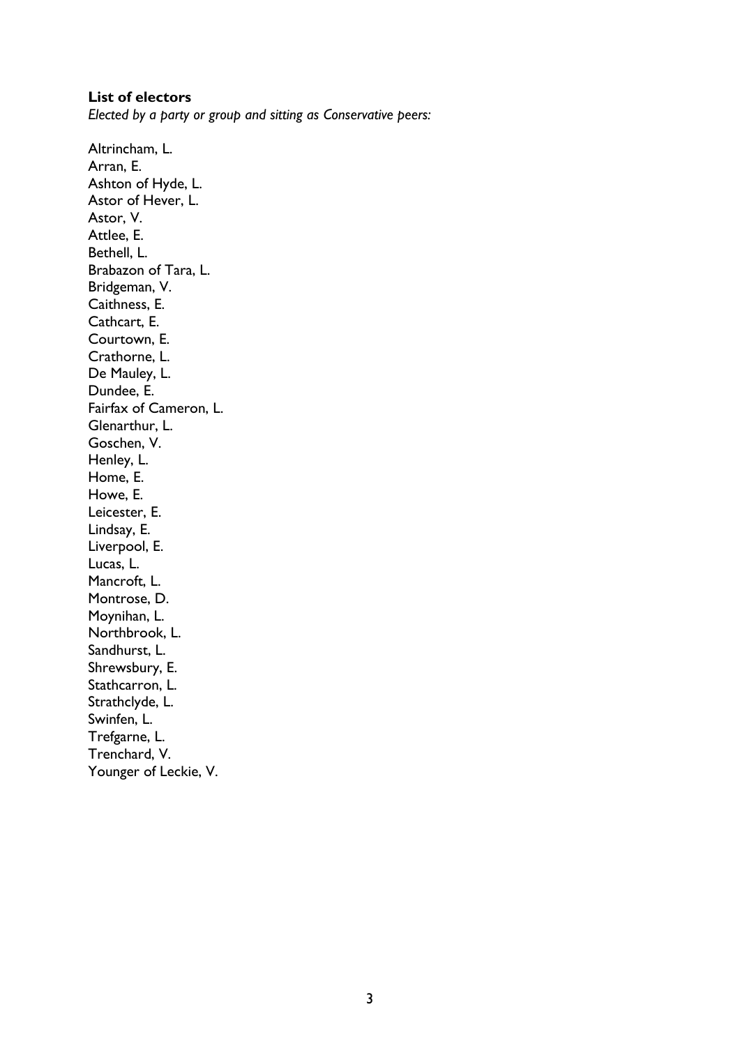**List of electors**

*Elected by a party or group and sitting as Conservative peers:*

Altrincham, L.
Arran, E.
Ashton of Hyde, L.
Astor of Hever, L.
Astor, V.
Attlee, E.
Bethell, L.
Brabazon of Tara, L.
Bridgeman, V.
Caithness, E.
Cathcart, E.
Courtown, E.
Crathorne, L.
De Mauley, L.
Dundee, E.
Fairfax of Cameron, L.
Glenarthur, L.
Goschen, V.
Henley, L.
Home, E.
Howe, E.
Leicester, E.
Lindsay, E.
Liverpool, E.
Lucas, L.
Mancroft, L.
Montrose, D.
Moynihan, L.
Northbrook, L.
Sandhurst, L.
Shrewsbury, E.
Stathcarron, L.
Strathclyde, L.
Swinfen, L.
Trefgarne, L.
Trenchard, V.
Younger of Leckie, V.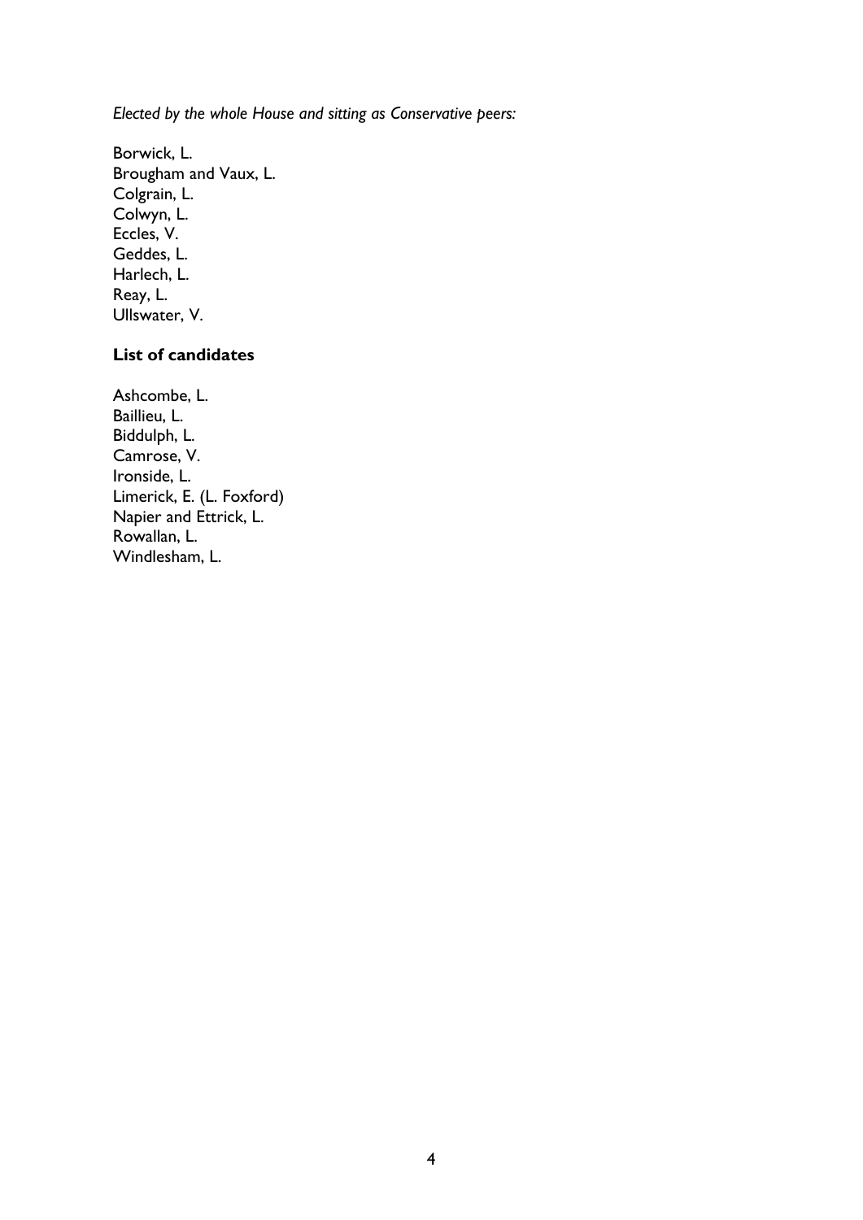*Elected by the whole House and sitting as Conservative peers:*

Borwick, L.
Brougham and Vaux, L.
Colgrain, L.
Colwyn, L.
Eccles, V.
Geddes, L.
Harlech, L.
Reay, L.
Ullswater, V.

**List of candidates**

Ashcombe, L.
Baillieu, L.
Biddulph, L.
Camrose, V.
Ironside, L.
Limerick, E. (L. Foxford)
Napier and Ettrick, L.
Rowallan, L.
Windlesham, L.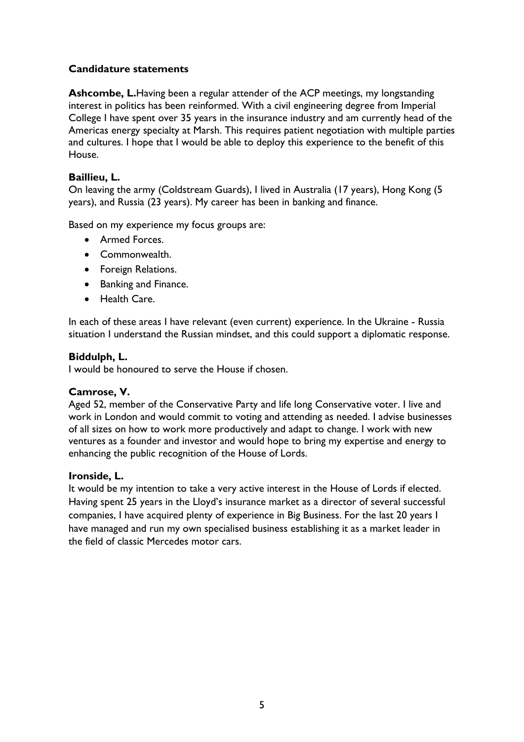## Candidature statements

**Ashcombe, L.** Having been a regular attender of the ACP meetings, my longstanding interest in politics has been reinformed. With a civil engineering degree from Imperial College I have spent over 35 years in the insurance industry and am currently head of the Americas energy specialty at Marsh. This requires patient negotiation with multiple parties and cultures. I hope that I would be able to deploy this experience to the benefit of this House.

**Baillieu, L.**
On leaving the army (Coldstream Guards), I lived in Australia (17 years), Hong Kong (5 years), and Russia (23 years). My career has been in banking and finance.

Based on my experience my focus groups are:

- Armed Forces.
- Commonwealth.
- Foreign Relations.
- Banking and Finance.
- Health Care.

In each of these areas I have relevant (even current) experience. In the Ukraine - Russia situation I understand the Russian mindset, and this could support a diplomatic response.

**Biddulph, L.**
I would be honoured to serve the House if chosen.

**Camrose, V.**
Aged 52, member of the Conservative Party and life long Conservative voter. I live and work in London and would commit to voting and attending as needed. I advise businesses of all sizes on how to work more productively and adapt to change. I work with new ventures as a founder and investor and would hope to bring my expertise and energy to enhancing the public recognition of the House of Lords.

**Ironside, L.**
It would be my intention to take a very active interest in the House of Lords if elected. Having spent 25 years in the Lloyd's insurance market as a director of several successful companies, I have acquired plenty of experience in Big Business. For the last 20 years I have managed and run my own specialised business establishing it as a market leader in the field of classic Mercedes motor cars.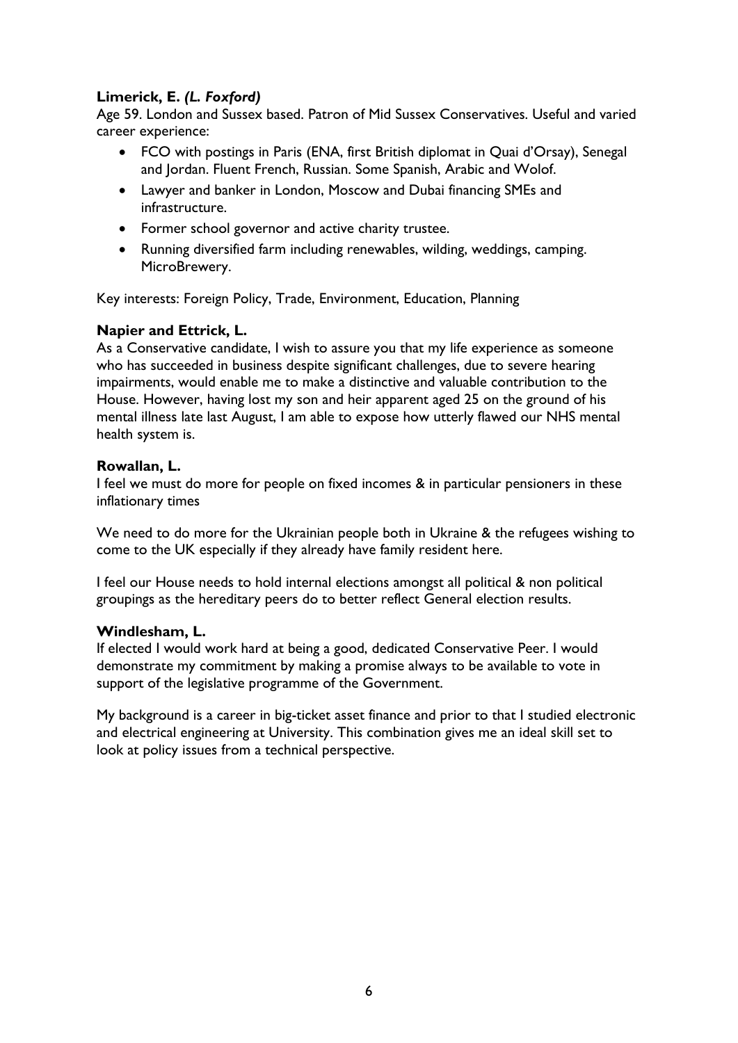**Limerick, E.** ***(L. Foxford)***

Age 59. London and Sussex based. Patron of Mid Sussex Conservatives. Useful and varied career experience:

- FCO with postings in Paris (ENA, first British diplomat in Quai d'Orsay), Senegal and Jordan. Fluent French, Russian. Some Spanish, Arabic and Wolof.
- Lawyer and banker in London, Moscow and Dubai financing SMEs and infrastructure.
- Former school governor and active charity trustee.
- Running diversified farm including renewables, wilding, weddings, camping. MicroBrewery.

Key interests: Foreign Policy, Trade, Environment, Education, Planning

**Napier and Ettrick, L.**

As a Conservative candidate, I wish to assure you that my life experience as someone who has succeeded in business despite significant challenges, due to severe hearing impairments, would enable me to make a distinctive and valuable contribution to the House. However, having lost my son and heir apparent aged 25 on the ground of his mental illness late last August, I am able to expose how utterly flawed our NHS mental health system is.

**Rowallan, L.**

I feel we must do more for people on fixed incomes & in particular pensioners in these inflationary times

We need to do more for the Ukrainian people both in Ukraine & the refugees wishing to come to the UK especially if they already have family resident here.

I feel our House needs to hold internal elections amongst all political & non political groupings as the hereditary peers do to better reflect General election results.

**Windlesham, L.**

If elected I would work hard at being a good, dedicated Conservative Peer. I would demonstrate my commitment by making a promise always to be available to vote in support of the legislative programme of the Government.

My background is a career in big-ticket asset finance and prior to that I studied electronic and electrical engineering at University. This combination gives me an ideal skill set to look at policy issues from a technical perspective.